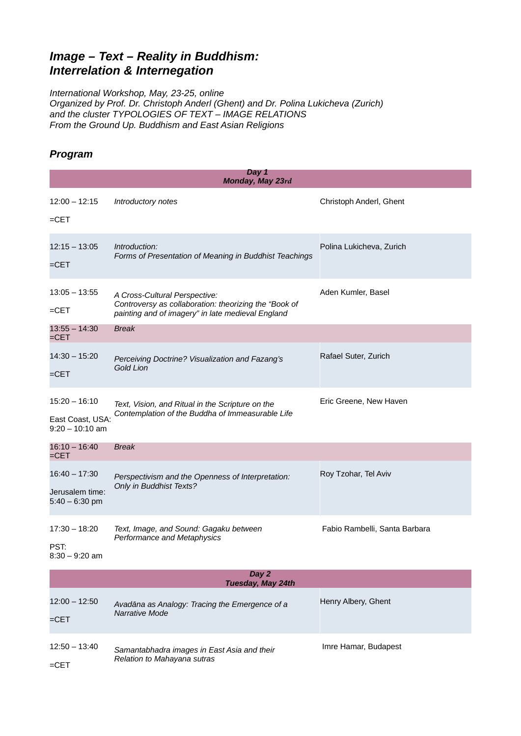# *Image – Text – Reality in Buddhism: Interrelation & Internegation*

*International Workshop, May, 23-25, online*
*Organized by Prof. Dr. Christoph Anderl (Ghent) and Dr. Polina Lukicheva (Zurich)*
*and the cluster TYPOLOGIES OF TEXT – IMAGE RELATIONS*
*From the Ground Up. Buddhism and East Asian Religions*

## *Program*

| | ***Day 1*** ***Monday, May 23rd*** | |
|---|---|---|
| 12:00 – 12:15 =CET | *Introductory notes* | Christoph Anderl, Ghent |
| 12:15 – 13:05 =CET | *Introduction: Forms of Presentation of Meaning in Buddhist Teachings* | Polina Lukicheva, Zurich |
| 13:05 – 13:55 =CET | *A Cross-Cultural Perspective: Controversy as collaboration: theorizing the "Book of painting and of imagery" in late medieval England* | Aden Kumler, Basel |
| 13:55 – 14:30 =CET | *Break* | |
| 14:30 – 15:20 =CET | *Perceiving Doctrine? Visualization and Fazang's Gold Lion* | Rafael Suter, Zurich |
| 15:20 – 16:10 East Coast, USA: 9:20 – 10:10 am | *Text, Vision, and Ritual in the Scripture on the Contemplation of the Buddha of Immeasurable Life* | Eric Greene, New Haven |
| 16:10 – 16:40 =CET | *Break* | |
| 16:40 – 17:30 Jerusalem time: 5:40 – 6:30 pm | *Perspectivism and the Openness of Interpretation: Only in Buddhist Texts?* | Roy Tzohar, Tel Aviv |
| 17:30 – 18:20 PST: 8:30 – 9:20 am | *Text, Image, and Sound: Gagaku between Performance and Metaphysics* | Fabio Rambelli, Santa Barbara |
| | ***Day 2*** ***Tuesday, May 24th*** | |
| 12:00 – 12:50 =CET | *Avadāna as Analogy: Tracing the Emergence of a Narrative Mode* | Henry Albery, Ghent |
| 12:50 – 13:40 =CET | *Samantabhadra images in East Asia and their Relation to Mahayana sutras* | Imre Hamar, Budapest |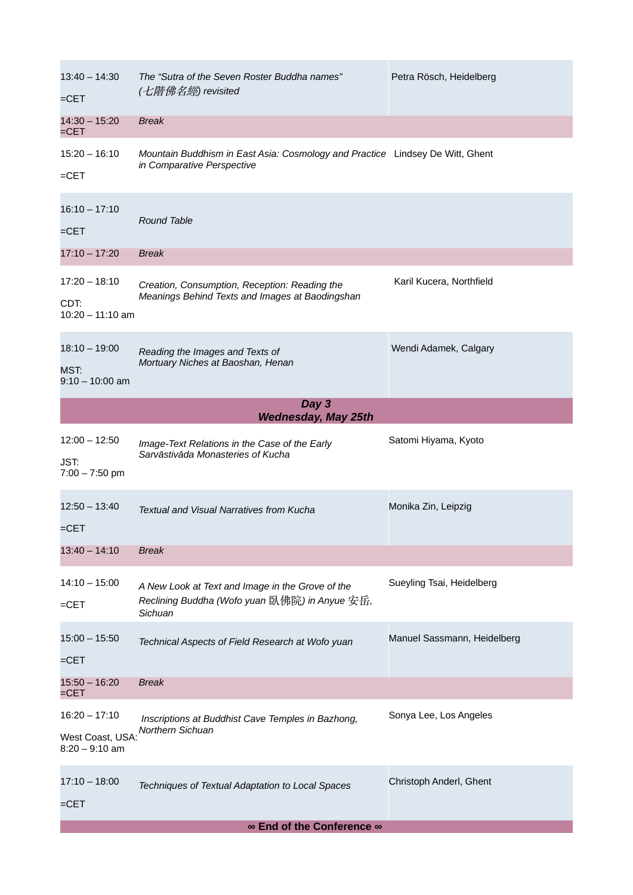| | | |
|---|---|---|
| 13:40 – 14:30 =CET | *The "Sutra of the Seven Roster Buddha names" (七階佛名經) revisited* | Petra Rösch, Heidelberg |
| 14:30 – 15:20 =CET | *Break* | |
| 15:20 – 16:10 =CET | *Mountain Buddhism in East Asia: Cosmology and Practice in Comparative Perspective* | Lindsey De Witt, Ghent |
| 16:10 – 17:10 =CET | *Round Table* | |
| 17:10 – 17:20 | *Break* | |
| 17:20 – 18:10 CDT: 10:20 – 11:10 am | *Creation, Consumption, Reception: Reading the Meanings Behind Texts and Images at Baodingshan* | Karil Kucera, Northfield |
| 18:10 – 19:00 MST: 9:10 – 10:00 am | *Reading the Images and Texts of Mortuary Niches at Baoshan, Henan* | Wendi Adamek, Calgary |
| | ***Day 3*** ***Wednesday, May 25th*** | |
| 12:00 – 12:50 JST: 7:00 – 7:50 pm | *Image-Text Relations in the Case of the Early Sarvāstivāda Monasteries of Kucha* | Satomi Hiyama, Kyoto |
| 12:50 – 13:40 =CET | *Textual and Visual Narratives from Kucha* | Monika Zin, Leipzig |
| 13:40 – 14:10 | *Break* | |
| 14:10 – 15:00 =CET | *A New Look at Text and Image in the Grove of the Reclining Buddha (Wofo yuan 臥佛院) in Anyue 安岳, Sichuan* | Sueyling Tsai, Heidelberg |
| 15:00 – 15:50 =CET | *Technical Aspects of Field Research at Wofo yuan* | Manuel Sassmann, Heidelberg |
| 15:50 – 16:20 =CET | *Break* | |
| 16:20 – 17:10 West Coast, USA: 8:20 – 9:10 am | *Inscriptions at Buddhist Cave Temples in Bazhong, Northern Sichuan* | Sonya Lee, Los Angeles |
| 17:10 – 18:00 =CET | *Techniques of Textual Adaptation to Local Spaces* | Christoph Anderl, Ghent |
| | **∞ End of the Conference ∞** | |